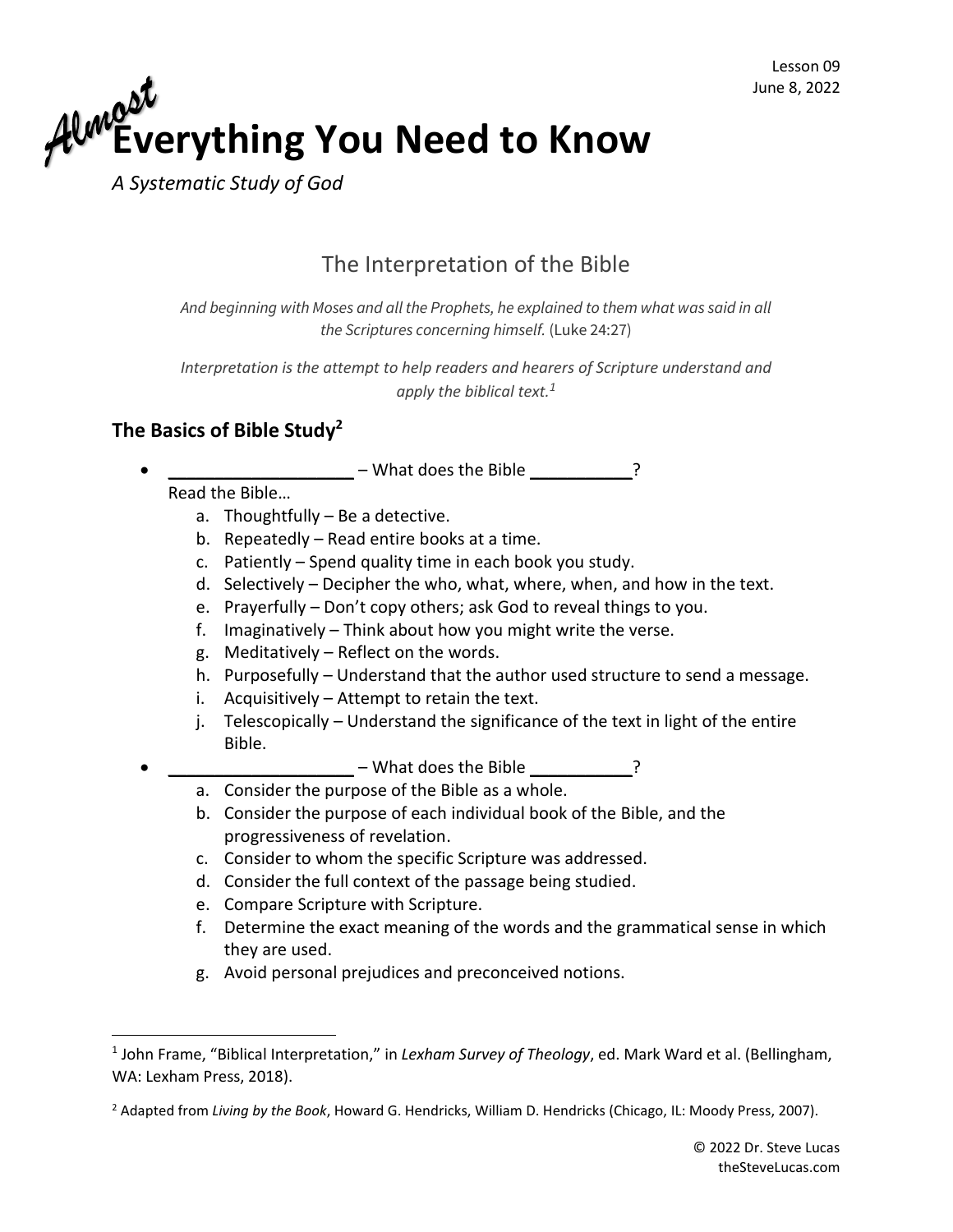Lesson 09
June 8, 2022

# *Almost* Everything You Need to Know

*A Systematic Study of God*

## The Interpretation of the Bible

*And beginning with Moses and all the Prophets, he explained to them what was said in all the Scriptures concerning himself.* (Luke 24:27)

*Interpretation is the attempt to help readers and hearers of Scripture understand and apply the biblical text.*[1]

### The Basics of Bible Study[2]

- ____________________ – What does the Bible ___________?

  Read the Bible…

  a. Thoughtfully – Be a detective.
  b. Repeatedly – Read entire books at a time.
  c. Patiently – Spend quality time in each book you study.
  d. Selectively – Decipher the who, what, where, when, and how in the text.
  e. Prayerfully – Don't copy others; ask God to reveal things to you.
  f. Imaginatively – Think about how you might write the verse.
  g. Meditatively – Reflect on the words.
  h. Purposefully – Understand that the author used structure to send a message.
  i. Acquisitively – Attempt to retain the text.
  j. Telescopically – Understand the significance of the text in light of the entire Bible.

- ____________________ – What does the Bible ___________?

  a. Consider the purpose of the Bible as a whole.
  b. Consider the purpose of each individual book of the Bible, and the progressiveness of revelation.
  c. Consider to whom the specific Scripture was addressed.
  d. Consider the full context of the passage being studied.
  e. Compare Scripture with Scripture.
  f. Determine the exact meaning of the words and the grammatical sense in which they are used.
  g. Avoid personal prejudices and preconceived notions.

---

[1] John Frame, "Biblical Interpretation," in *Lexham Survey of Theology*, ed. Mark Ward et al. (Bellingham, WA: Lexham Press, 2018).

[2] Adapted from *Living by the Book*, Howard G. Hendricks, William D. Hendricks (Chicago, IL: Moody Press, 2007).

© 2022 Dr. Steve Lucas
theSteveLucas.com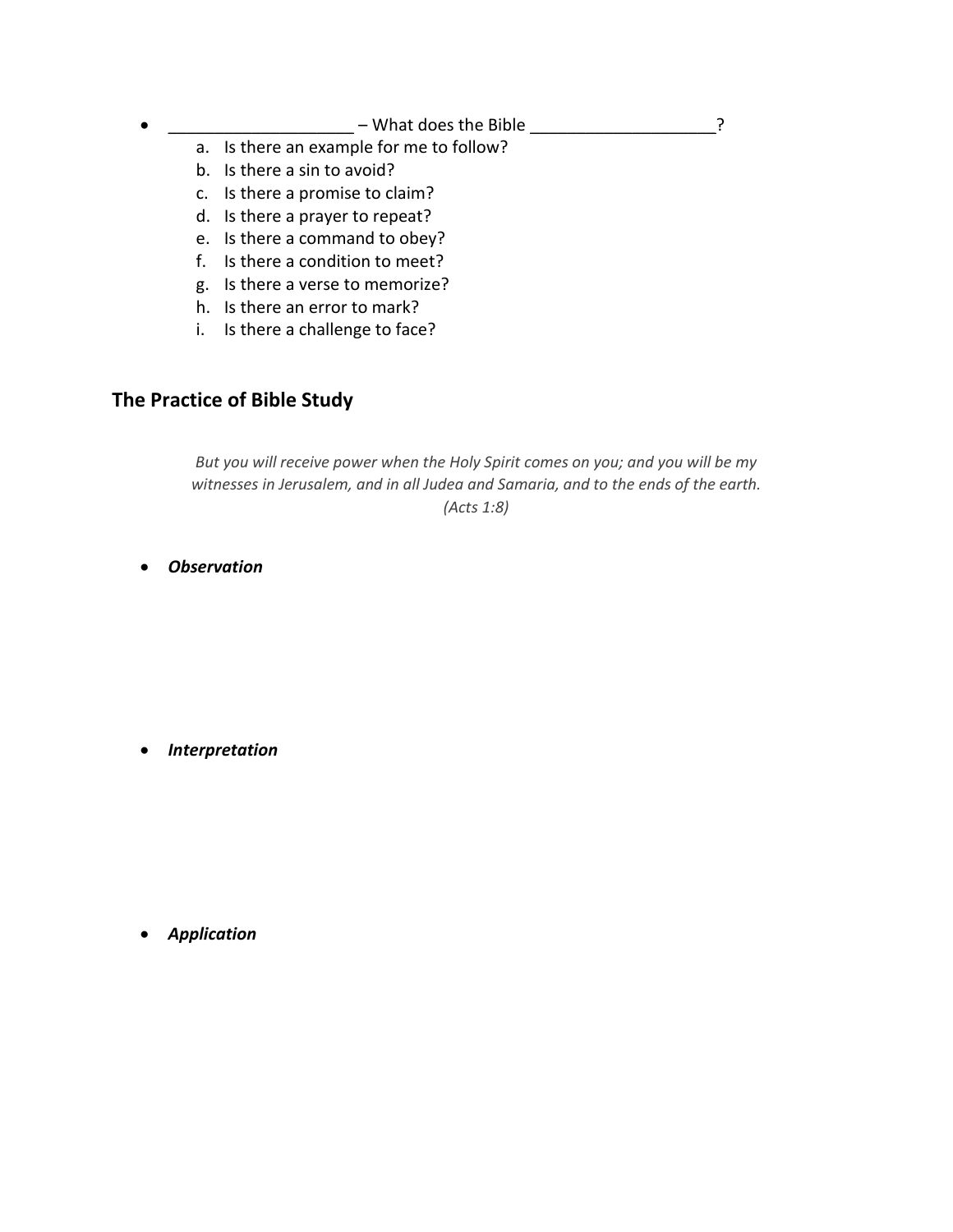- ____________________ – What does the Bible ____________________?
    a. Is there an example for me to follow?
    b. Is there a sin to avoid?
    c. Is there a promise to claim?
    d. Is there a prayer to repeat?
    e. Is there a command to obey?
    f. Is there a condition to meet?
    g. Is there a verse to memorize?
    h. Is there an error to mark?
    i. Is there a challenge to face?

## The Practice of Bible Study

*But you will receive power when the Holy Spirit comes on you; and you will be my witnesses in Jerusalem, and in all Judea and Samaria, and to the ends of the earth. (Acts 1:8)*

- ***Observation***

- ***Interpretation***

- ***Application***